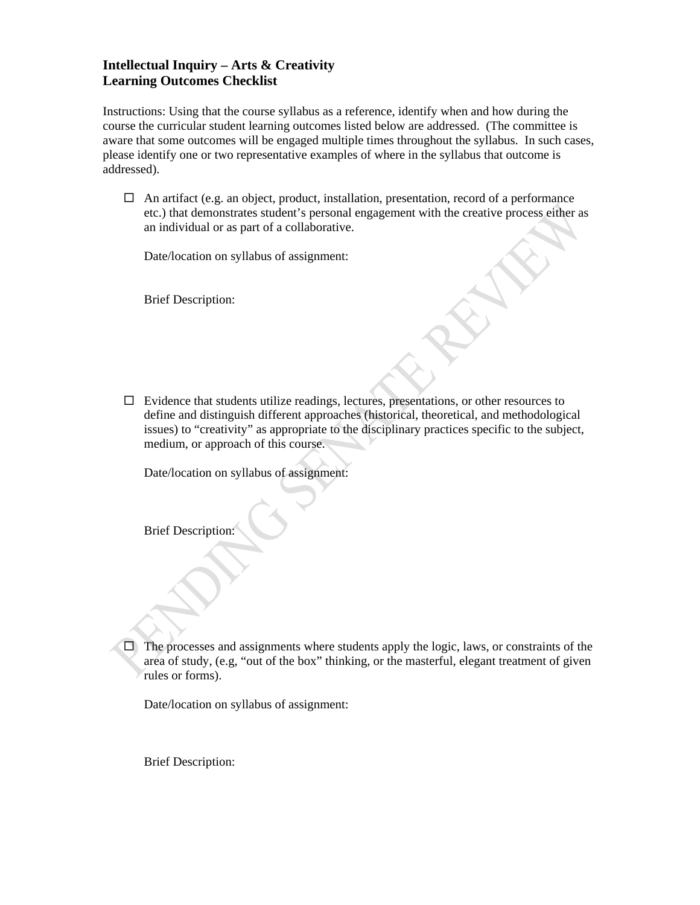**Intellectual Inquiry – Arts & Creativity**
**Learning Outcomes Checklist**

Instructions: Using that the course syllabus as a reference, identify when and how during the course the curricular student learning outcomes listed below are addressed. (The committee is aware that some outcomes will be engaged multiple times throughout the syllabus. In such cases, please identify one or two representative examples of where in the syllabus that outcome is addressed).

- ☐ An artifact (e.g. an object, product, installation, presentation, record of a performance etc.) that demonstrates student's personal engagement with the creative process either as an individual or as part of a collaborative.

  Date/location on syllabus of assignment:

  Brief Description:

- ☐ Evidence that students utilize readings, lectures, presentations, or other resources to define and distinguish different approaches (historical, theoretical, and methodological issues) to "creativity" as appropriate to the disciplinary practices specific to the subject, medium, or approach of this course.

  Date/location on syllabus of assignment:

  Brief Description:

- ☐ The processes and assignments where students apply the logic, laws, or constraints of the area of study, (e.g, "out of the box" thinking, or the masterful, elegant treatment of given rules or forms).

  Date/location on syllabus of assignment:

  Brief Description: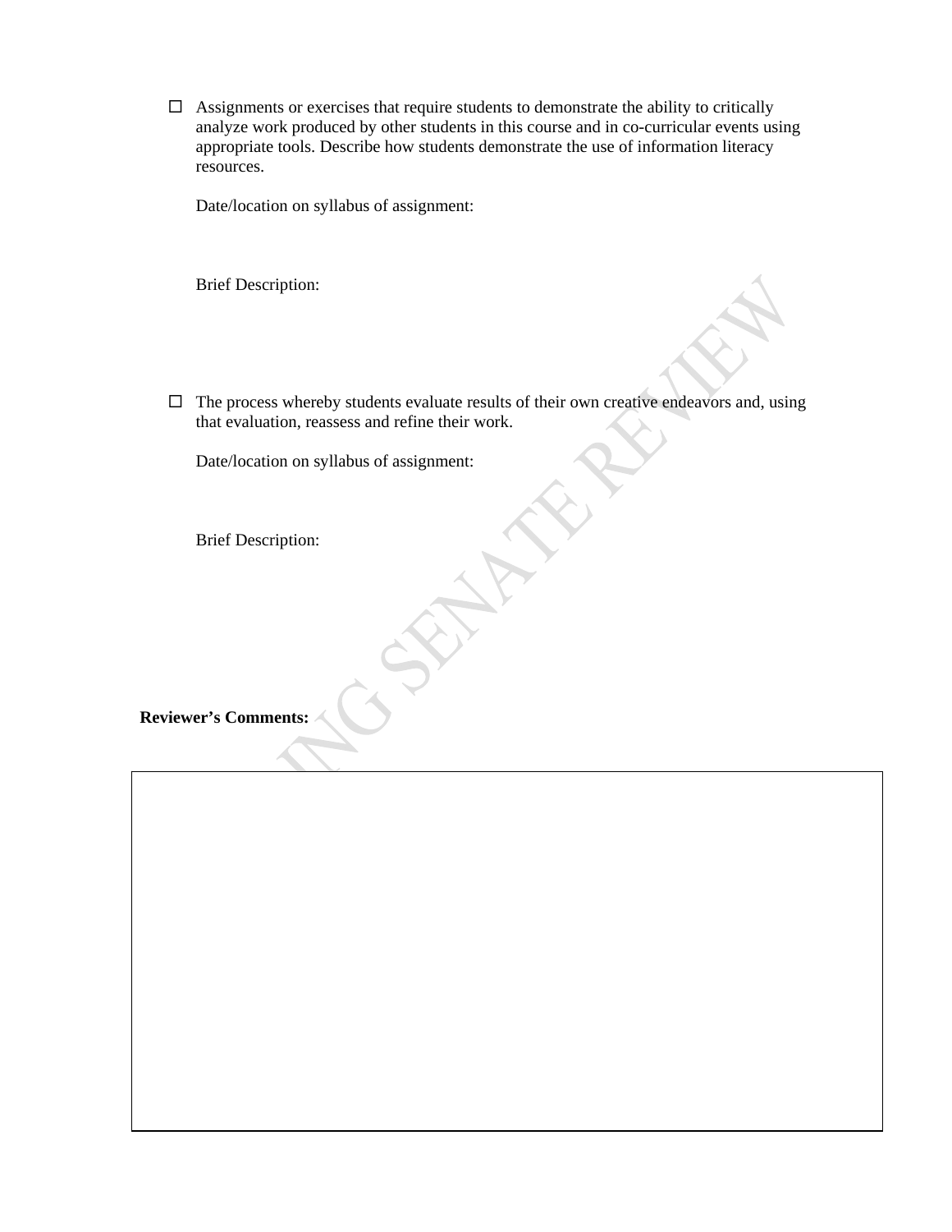- ☐ Assignments or exercises that require students to demonstrate the ability to critically analyze work produced by other students in this course and in co-curricular events using appropriate tools. Describe how students demonstrate the use of information literacy resources.

  Date/location on syllabus of assignment:

  Brief Description:

- ☐ The process whereby students evaluate results of their own creative endeavors and, using that evaluation, reassess and refine their work.

  Date/location on syllabus of assignment:

  Brief Description:

**Reviewer's Comments:**

| |
|---|
| |